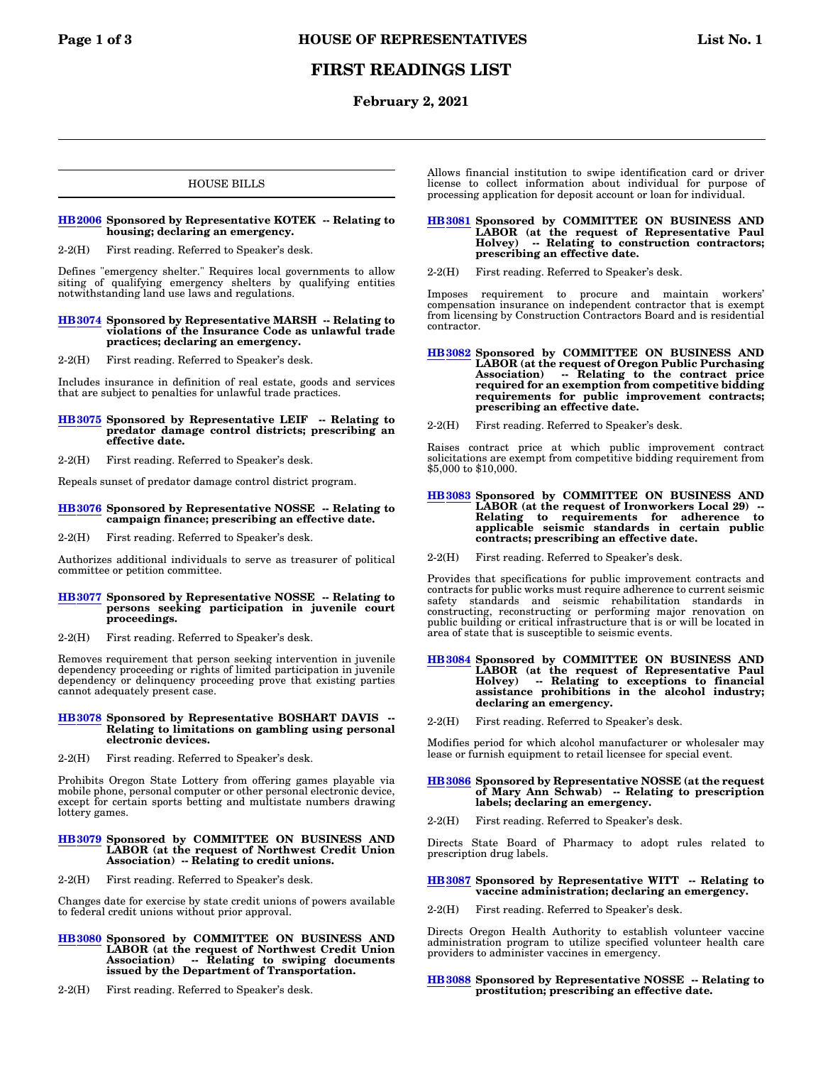# FIRST READINGS LIST

**February 2, 2021**

## HOUSE BILLS

**HB 2006 Sponsored by Representative KOTEK -- Relating to housing; declaring an emergency.**

2-2(H) First reading. Referred to Speaker's desk.

Defines "emergency shelter." Requires local governments to allow siting of qualifying emergency shelters by qualifying entities notwithstanding land use laws and regulations.

**HB 3074 Sponsored by Representative MARSH -- Relating to violations of the Insurance Code as unlawful trade practices; declaring an emergency.**

2-2(H) First reading. Referred to Speaker's desk.

Includes insurance in definition of real estate, goods and services that are subject to penalties for unlawful trade practices.

**HB 3075 Sponsored by Representative LEIF -- Relating to predator damage control districts; prescribing an effective date.**

2-2(H) First reading. Referred to Speaker's desk.

Repeals sunset of predator damage control district program.

**HB 3076 Sponsored by Representative NOSSE -- Relating to campaign finance; prescribing an effective date.**

2-2(H) First reading. Referred to Speaker's desk.

Authorizes additional individuals to serve as treasurer of political committee or petition committee.

**HB 3077 Sponsored by Representative NOSSE -- Relating to persons seeking participation in juvenile court proceedings.**

2-2(H) First reading. Referred to Speaker's desk.

Removes requirement that person seeking intervention in juvenile dependency proceeding or rights of limited participation in juvenile dependency or delinquency proceeding prove that existing parties cannot adequately present case.

**HB 3078 Sponsored by Representative BOSHART DAVIS -- Relating to limitations on gambling using personal electronic devices.**

2-2(H) First reading. Referred to Speaker's desk.

Prohibits Oregon State Lottery from offering games playable via mobile phone, personal computer or other personal electronic device, except for certain sports betting and multistate numbers drawing lottery games.

**HB 3079 Sponsored by COMMITTEE ON BUSINESS AND LABOR (at the request of Northwest Credit Union Association) -- Relating to credit unions.**

2-2(H) First reading. Referred to Speaker's desk.

Changes date for exercise by state credit unions of powers available to federal credit unions without prior approval.

**HB 3080 Sponsored by COMMITTEE ON BUSINESS AND LABOR (at the request of Northwest Credit Union Association) -- Relating to swiping documents issued by the Department of Transportation.**

2-2(H) First reading. Referred to Speaker's desk.

Allows financial institution to swipe identification card or driver license to collect information about individual for purpose of processing application for deposit account or loan for individual.

**HB 3081 Sponsored by COMMITTEE ON BUSINESS AND LABOR (at the request of Representative Paul Holvey) -- Relating to construction contractors; prescribing an effective date.**

2-2(H) First reading. Referred to Speaker's desk.

Imposes requirement to procure and maintain workers' compensation insurance on independent contractor that is exempt from licensing by Construction Contractors Board and is residential contractor.

**HB 3082 Sponsored by COMMITTEE ON BUSINESS AND LABOR (at the request of Oregon Public Purchasing Association) -- Relating to the contract price required for an exemption from competitive bidding requirements for public improvement contracts; prescribing an effective date.**

2-2(H) First reading. Referred to Speaker's desk.

Raises contract price at which public improvement contract solicitations are exempt from competitive bidding requirement from $5,000 to $10,000.

**HB 3083 Sponsored by COMMITTEE ON BUSINESS AND LABOR (at the request of Ironworkers Local 29) -- Relating to requirements for adherence to applicable seismic standards in certain public contracts; prescribing an effective date.**

2-2(H) First reading. Referred to Speaker's desk.

Provides that specifications for public improvement contracts and contracts for public works must require adherence to current seismic safety standards and seismic rehabilitation standards in constructing, reconstructing or performing major renovation on public building or critical infrastructure that is or will be located in area of state that is susceptible to seismic events.

**HB 3084 Sponsored by COMMITTEE ON BUSINESS AND LABOR (at the request of Representative Paul Holvey) -- Relating to exceptions to financial assistance prohibitions in the alcohol industry; declaring an emergency.**

2-2(H) First reading. Referred to Speaker's desk.

Modifies period for which alcohol manufacturer or wholesaler may lease or furnish equipment to retail licensee for special event.

**HB 3086 Sponsored by Representative NOSSE (at the request of Mary Ann Schwab) -- Relating to prescription labels; declaring an emergency.**

2-2(H) First reading. Referred to Speaker's desk.

Directs State Board of Pharmacy to adopt rules related to prescription drug labels.

**HB 3087 Sponsored by Representative WITT -- Relating to vaccine administration; declaring an emergency.**

2-2(H) First reading. Referred to Speaker's desk.

Directs Oregon Health Authority to establish volunteer vaccine administration program to utilize specified volunteer health care providers to administer vaccines in emergency.

**HB 3088 Sponsored by Representative NOSSE -- Relating to prostitution; prescribing an effective date.**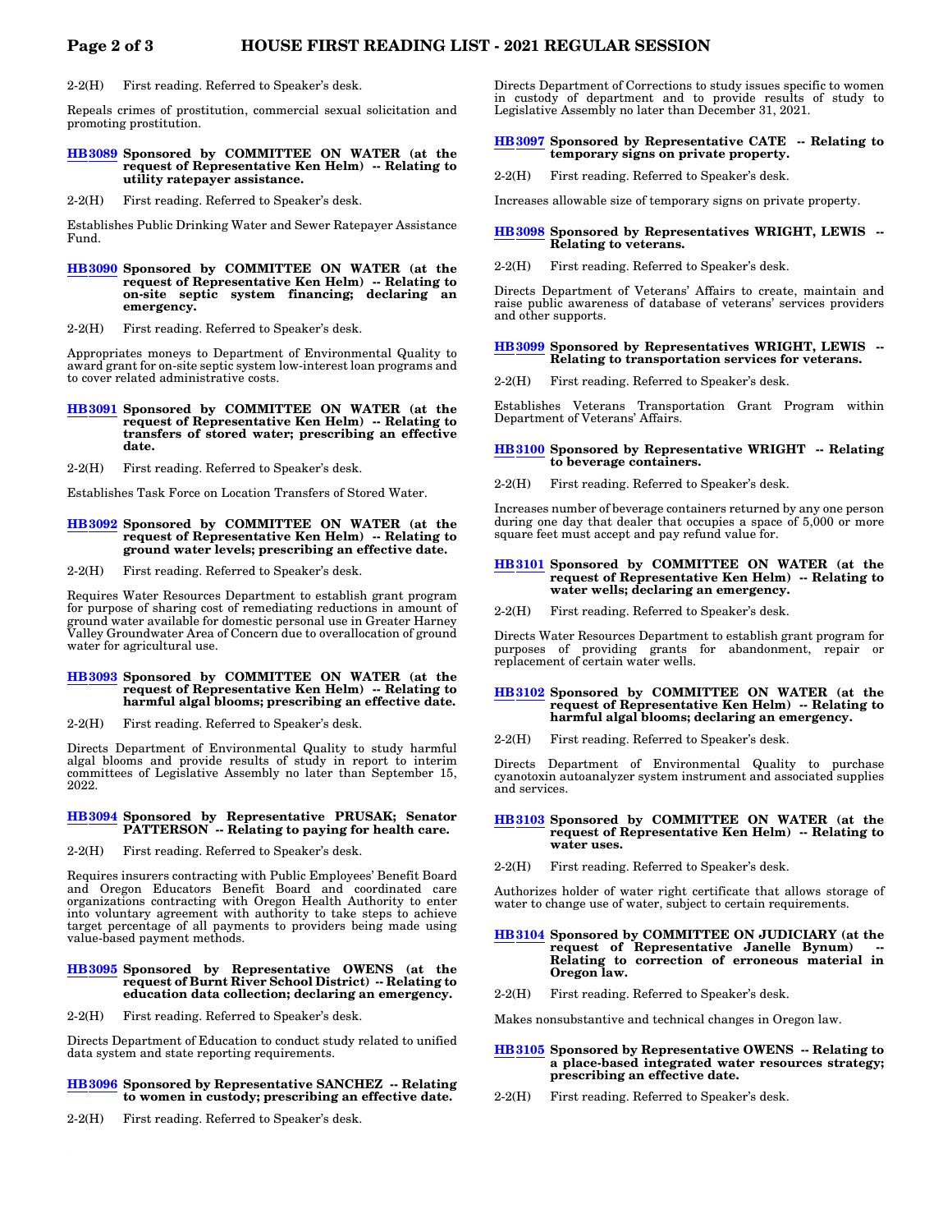2-2(H) First reading. Referred to Speaker's desk.

Repeals crimes of prostitution, commercial sexual solicitation and promoting prostitution.

**HB3089 Sponsored by COMMITTEE ON WATER (at the request of Representative Ken Helm) -- Relating to utility ratepayer assistance.**

2-2(H) First reading. Referred to Speaker's desk.

Establishes Public Drinking Water and Sewer Ratepayer Assistance Fund.

**HB3090 Sponsored by COMMITTEE ON WATER (at the request of Representative Ken Helm) -- Relating to on-site septic system financing; declaring an emergency.**

2-2(H) First reading. Referred to Speaker's desk.

Appropriates moneys to Department of Environmental Quality to award grant for on-site septic system low-interest loan programs and to cover related administrative costs.

**HB3091 Sponsored by COMMITTEE ON WATER (at the request of Representative Ken Helm) -- Relating to transfers of stored water; prescribing an effective date.**

2-2(H) First reading. Referred to Speaker's desk.

Establishes Task Force on Location Transfers of Stored Water.

**HB3092 Sponsored by COMMITTEE ON WATER (at the request of Representative Ken Helm) -- Relating to ground water levels; prescribing an effective date.**

2-2(H) First reading. Referred to Speaker's desk.

Requires Water Resources Department to establish grant program for purpose of sharing cost of remediating reductions in amount of ground water available for domestic personal use in Greater Harney Valley Groundwater Area of Concern due to overallocation of ground water for agricultural use.

**HB3093 Sponsored by COMMITTEE ON WATER (at the request of Representative Ken Helm) -- Relating to harmful algal blooms; prescribing an effective date.**

2-2(H) First reading. Referred to Speaker's desk.

Directs Department of Environmental Quality to study harmful algal blooms and provide results of study in report to interim committees of Legislative Assembly no later than September 15, 2022.

**HB3094 Sponsored by Representative PRUSAK; Senator PATTERSON -- Relating to paying for health care.**

2-2(H) First reading. Referred to Speaker's desk.

Requires insurers contracting with Public Employees' Benefit Board and Oregon Educators Benefit Board and coordinated care organizations contracting with Oregon Health Authority to enter into voluntary agreement with authority to take steps to achieve target percentage of all payments to providers being made using value-based payment methods.

**HB3095 Sponsored by Representative OWENS (at the request of Burnt River School District) -- Relating to education data collection; declaring an emergency.**

2-2(H) First reading. Referred to Speaker's desk.

Directs Department of Education to conduct study related to unified data system and state reporting requirements.

**HB3096 Sponsored by Representative SANCHEZ -- Relating to women in custody; prescribing an effective date.**

2-2(H) First reading. Referred to Speaker's desk.

Directs Department of Corrections to study issues specific to women in custody of department and to provide results of study to Legislative Assembly no later than December 31, 2021.

**HB3097 Sponsored by Representative CATE -- Relating to temporary signs on private property.**

2-2(H) First reading. Referred to Speaker's desk.

Increases allowable size of temporary signs on private property.

**HB3098 Sponsored by Representatives WRIGHT, LEWIS -- Relating to veterans.**

2-2(H) First reading. Referred to Speaker's desk.

Directs Department of Veterans' Affairs to create, maintain and raise public awareness of database of veterans' services providers and other supports.

**HB3099 Sponsored by Representatives WRIGHT, LEWIS -- Relating to transportation services for veterans.**

2-2(H) First reading. Referred to Speaker's desk.

Establishes Veterans Transportation Grant Program within Department of Veterans' Affairs.

**HB3100 Sponsored by Representative WRIGHT -- Relating to beverage containers.**

2-2(H) First reading. Referred to Speaker's desk.

Increases number of beverage containers returned by any one person during one day that dealer that occupies a space of 5,000 or more square feet must accept and pay refund value for.

**HB3101 Sponsored by COMMITTEE ON WATER (at the request of Representative Ken Helm) -- Relating to water wells; declaring an emergency.**

2-2(H) First reading. Referred to Speaker's desk.

Directs Water Resources Department to establish grant program for purposes of providing grants for abandonment, repair or replacement of certain water wells.

**HB3102 Sponsored by COMMITTEE ON WATER (at the request of Representative Ken Helm) -- Relating to harmful algal blooms; declaring an emergency.**

2-2(H) First reading. Referred to Speaker's desk.

Directs Department of Environmental Quality to purchase cyanotoxin autoanalyzer system instrument and associated supplies and services.

**HB3103 Sponsored by COMMITTEE ON WATER (at the request of Representative Ken Helm) -- Relating to water uses.**

2-2(H) First reading. Referred to Speaker's desk.

Authorizes holder of water right certificate that allows storage of water to change use of water, subject to certain requirements.

**HB3104 Sponsored by COMMITTEE ON JUDICIARY (at the request of Representative Janelle Bynum) -- Relating to correction of erroneous material in Oregon law.**

2-2(H) First reading. Referred to Speaker's desk.

Makes nonsubstantive and technical changes in Oregon law.

**HB3105 Sponsored by Representative OWENS -- Relating to a place-based integrated water resources strategy; prescribing an effective date.**

2-2(H) First reading. Referred to Speaker's desk.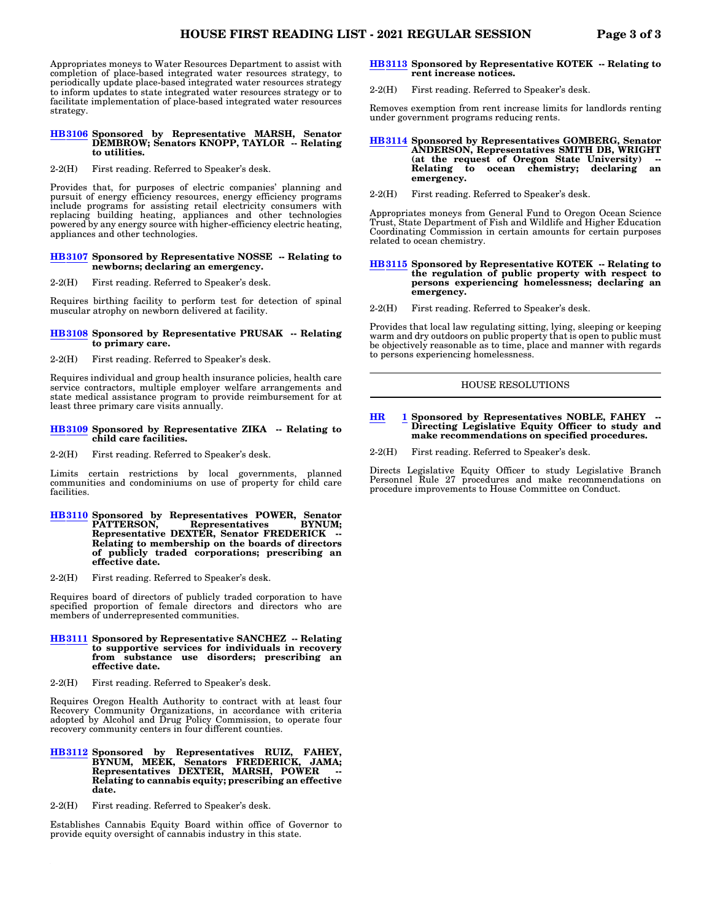Appropriates moneys to Water Resources Department to assist with completion of place-based integrated water resources strategy, to periodically update place-based integrated water resources strategy to inform updates to state integrated water resources strategy or to facilitate implementation of place-based integrated water resources strategy.

**HB 3106 Sponsored by Representative MARSH, Senator DEMBROW; Senators KNOPP, TAYLOR -- Relating to utilities.**

2-2(H) First reading. Referred to Speaker's desk.

Provides that, for purposes of electric companies' planning and pursuit of energy efficiency resources, energy efficiency programs include programs for assisting retail electricity consumers with replacing building heating, appliances and other technologies powered by any energy source with higher-efficiency electric heating, appliances and other technologies.

**HB 3107 Sponsored by Representative NOSSE -- Relating to newborns; declaring an emergency.**

2-2(H) First reading. Referred to Speaker's desk.

Requires birthing facility to perform test for detection of spinal muscular atrophy on newborn delivered at facility.

**HB 3108 Sponsored by Representative PRUSAK -- Relating to primary care.**

2-2(H) First reading. Referred to Speaker's desk.

Requires individual and group health insurance policies, health care service contractors, multiple employer welfare arrangements and state medical assistance program to provide reimbursement for at least three primary care visits annually.

**HB 3109 Sponsored by Representative ZIKA -- Relating to child care facilities.**

2-2(H) First reading. Referred to Speaker's desk.

Limits certain restrictions by local governments, planned communities and condominiums on use of property for child care facilities.

**HB 3110 Sponsored by Representatives POWER, Senator PATTERSON, Representatives BYNUM; Representative DEXTER, Senator FREDERICK -- Relating to membership on the boards of directors of publicly traded corporations; prescribing an effective date.**

2-2(H) First reading. Referred to Speaker's desk.

Requires board of directors of publicly traded corporation to have specified proportion of female directors and directors who are members of underrepresented communities.

**HB 3111 Sponsored by Representative SANCHEZ -- Relating to supportive services for individuals in recovery from substance use disorders; prescribing an effective date.**

2-2(H) First reading. Referred to Speaker's desk.

Requires Oregon Health Authority to contract with at least four Recovery Community Organizations, in accordance with criteria adopted by Alcohol and Drug Policy Commission, to operate four recovery community centers in four different counties.

**HB 3112 Sponsored by Representatives RUIZ, FAHEY, BYNUM, MEEK, Senators FREDERICK, JAMA; Representatives DEXTER, MARSH, POWER -- Relating to cannabis equity; prescribing an effective date.**

2-2(H) First reading. Referred to Speaker's desk.

Establishes Cannabis Equity Board within office of Governor to provide equity oversight of cannabis industry in this state.

**HB 3113 Sponsored by Representative KOTEK -- Relating to rent increase notices.**

2-2(H) First reading. Referred to Speaker's desk.

Removes exemption from rent increase limits for landlords renting under government programs reducing rents.

**HB 3114 Sponsored by Representatives GOMBERG, Senator ANDERSON, Representatives SMITH DB, WRIGHT (at the request of Oregon State University) -- Relating to ocean chemistry; declaring an emergency.**

2-2(H) First reading. Referred to Speaker's desk.

Appropriates moneys from General Fund to Oregon Ocean Science Trust, State Department of Fish and Wildlife and Higher Education Coordinating Commission in certain amounts for certain purposes related to ocean chemistry.

**HB 3115 Sponsored by Representative KOTEK -- Relating to the regulation of public property with respect to persons experiencing homelessness; declaring an emergency.**

2-2(H) First reading. Referred to Speaker's desk.

Provides that local law regulating sitting, lying, sleeping or keeping warm and dry outdoors on public property that is open to public must be objectively reasonable as to time, place and manner with regards to persons experiencing homelessness.

## HOUSE RESOLUTIONS

**HR 1 Sponsored by Representatives NOBLE, FAHEY -- Directing Legislative Equity Officer to study and make recommendations on specified procedures.**

2-2(H) First reading. Referred to Speaker's desk.

Directs Legislative Equity Officer to study Legislative Branch Personnel Rule 27 procedures and make recommendations on procedure improvements to House Committee on Conduct.